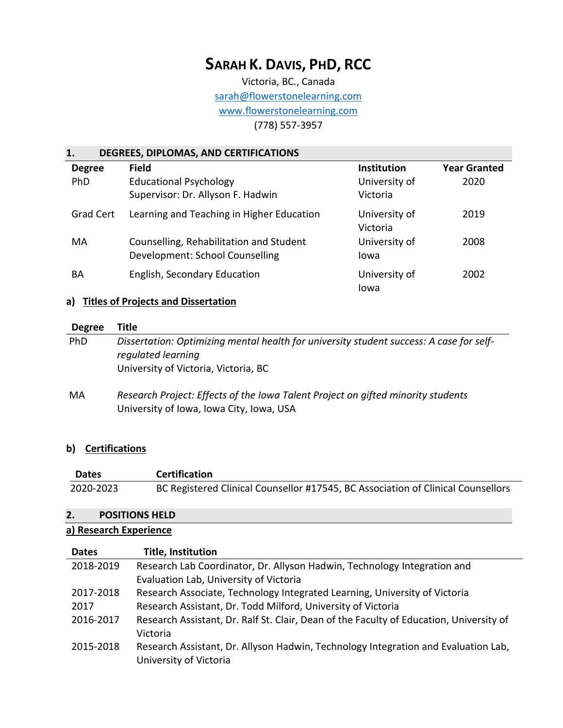# SARAH K. DAVIS, PHD, RCC

Victoria, BC., Canada
sarah@flowerstonelearning.com
www.flowerstonelearning.com
(778) 557-3957

## 1. DEGREES, DIPLOMAS, AND CERTIFICATIONS

| Degree | Field | Institution | Year Granted |
|---|---|---|---|
| PhD | Educational Psychology<br>Supervisor: Dr. Allyson F. Hadwin | University of Victoria | 2020 |
| Grad Cert | Learning and Teaching in Higher Education | University of Victoria | 2019 |
| MA | Counselling, Rehabilitation and Student Development: School Counselling | University of Iowa | 2008 |
| BA | English, Secondary Education | University of Iowa | 2002 |

### a) Titles of Projects and Dissertation

| Degree | Title |
|---|---|
| PhD | *Dissertation: Optimizing mental health for university student success: A case for self-regulated learning*<br>University of Victoria, Victoria, BC |
| MA | *Research Project: Effects of the Iowa Talent Project on gifted minority students*<br>University of Iowa, Iowa City, Iowa, USA |

### b) Certifications

| Dates | Certification |
|---|---|
| 2020-2023 | BC Registered Clinical Counsellor #17545, BC Association of Clinical Counsellors |

## 2. POSITIONS HELD

### a) Research Experience

| Dates | Title, Institution |
|---|---|
| 2018-2019 | Research Lab Coordinator, Dr. Allyson Hadwin, Technology Integration and Evaluation Lab, University of Victoria |
| 2017-2018 | Research Associate, Technology Integrated Learning, University of Victoria |
| 2017 | Research Assistant, Dr. Todd Milford, University of Victoria |
| 2016-2017 | Research Assistant, Dr. Ralf St. Clair, Dean of the Faculty of Education, University of Victoria |
| 2015-2018 | Research Assistant, Dr. Allyson Hadwin, Technology Integration and Evaluation Lab, University of Victoria |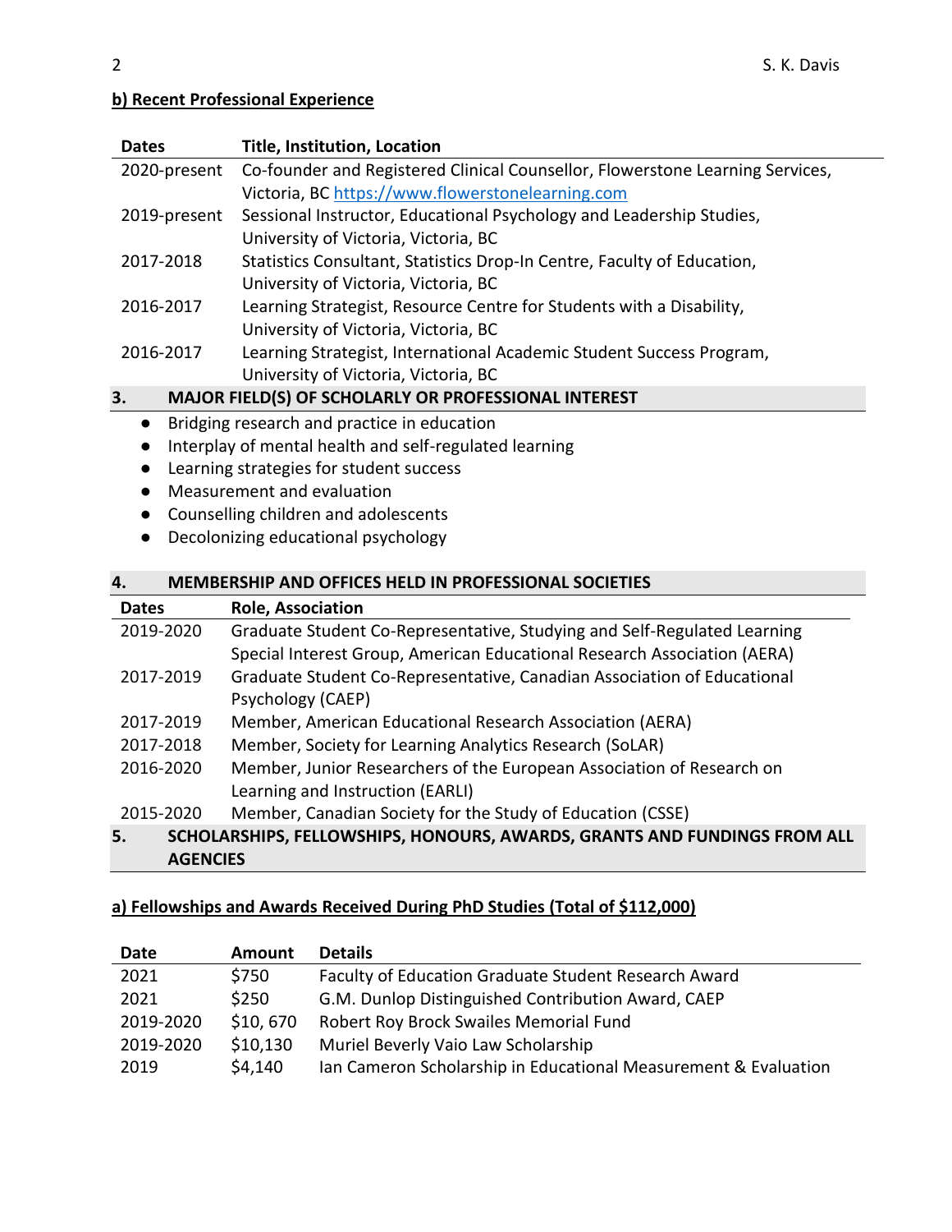**b) Recent Professional Experience**

| Dates | Title, Institution, Location |
|---|---|
| 2020-present | Co-founder and Registered Clinical Counsellor, Flowerstone Learning Services, Victoria, BC https://www.flowerstonelearning.com |
| 2019-present | Sessional Instructor, Educational Psychology and Leadership Studies, University of Victoria, Victoria, BC |
| 2017-2018 | Statistics Consultant, Statistics Drop-In Centre, Faculty of Education, University of Victoria, Victoria, BC |
| 2016-2017 | Learning Strategist, Resource Centre for Students with a Disability, University of Victoria, Victoria, BC |
| 2016-2017 | Learning Strategist, International Academic Student Success Program, University of Victoria, Victoria, BC |

## 3. MAJOR FIELD(S) OF SCHOLARLY OR PROFESSIONAL INTEREST

- Bridging research and practice in education
- Interplay of mental health and self-regulated learning
- Learning strategies for student success
- Measurement and evaluation
- Counselling children and adolescents
- Decolonizing educational psychology

## 4. MEMBERSHIP AND OFFICES HELD IN PROFESSIONAL SOCIETIES

| Dates | Role, Association |
|---|---|
| 2019-2020 | Graduate Student Co-Representative, Studying and Self-Regulated Learning Special Interest Group, American Educational Research Association (AERA) |
| 2017-2019 | Graduate Student Co-Representative, Canadian Association of Educational Psychology (CAEP) |
| 2017-2019 | Member, American Educational Research Association (AERA) |
| 2017-2018 | Member, Society for Learning Analytics Research (SoLAR) |
| 2016-2020 | Member, Junior Researchers of the European Association of Research on Learning and Instruction (EARLI) |
| 2015-2020 | Member, Canadian Society for the Study of Education (CSSE) |

## 5. SCHOLARSHIPS, FELLOWSHIPS, HONOURS, AWARDS, GRANTS AND FUNDINGS FROM ALL AGENCIES

**a) Fellowships and Awards Received During PhD Studies (Total of $112,000)**

| Date | Amount | Details |
|---|---|---|
| 2021 | $750 | Faculty of Education Graduate Student Research Award |
| 2021 | $250 | G.M. Dunlop Distinguished Contribution Award, CAEP |
| 2019-2020 | $10, 670 | Robert Roy Brock Swailes Memorial Fund |
| 2019-2020 | $10,130 | Muriel Beverly Vaio Law Scholarship |
| 2019 | $4,140 | Ian Cameron Scholarship in Educational Measurement & Evaluation |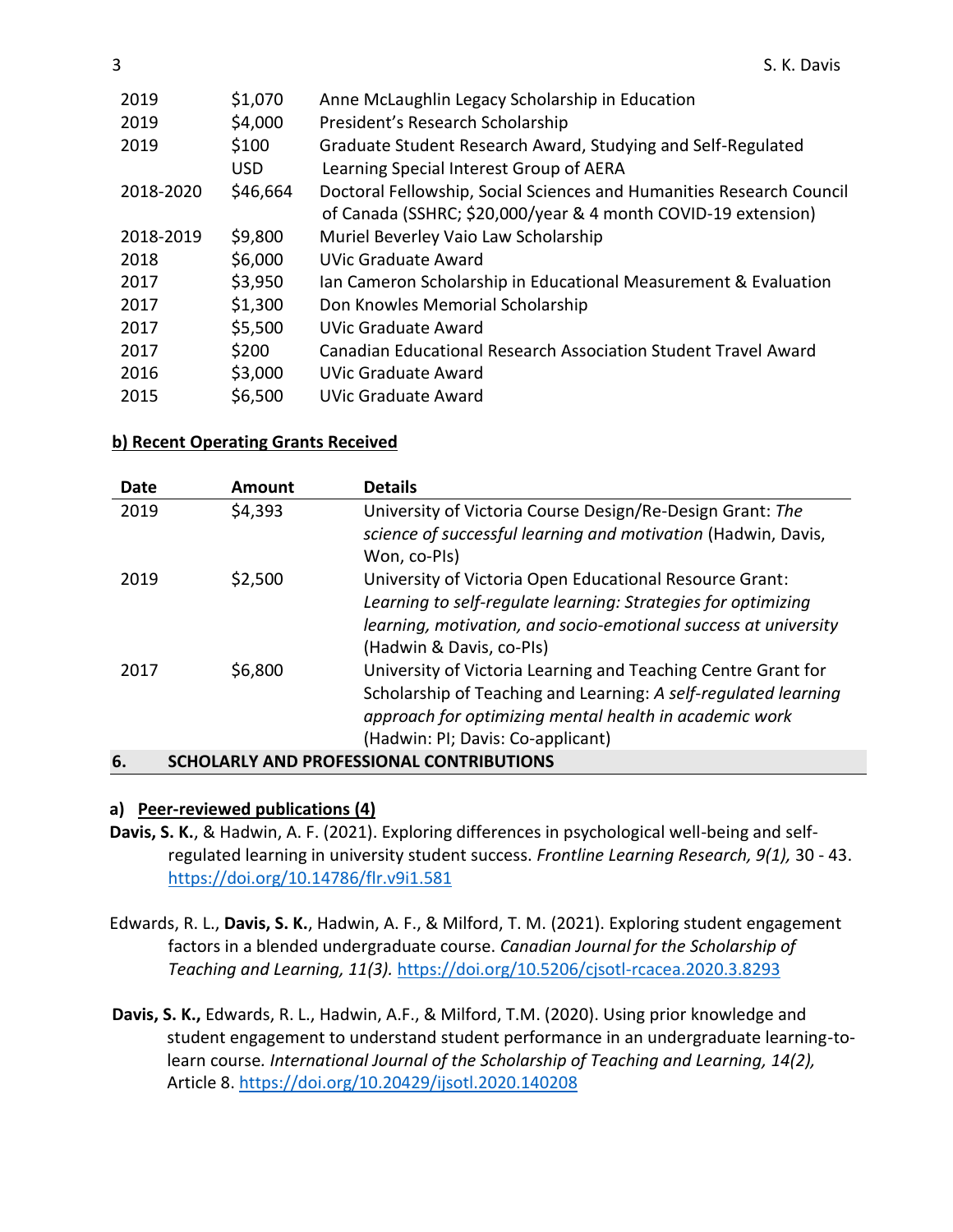| | | |
|---|---|---|
| 2019 | $1,070 | Anne McLaughlin Legacy Scholarship in Education |
| 2019 | $4,000 | President's Research Scholarship |
| 2019 | $100 USD | Graduate Student Research Award, Studying and Self-Regulated Learning Special Interest Group of AERA |
| 2018-2020 | $46,664 | Doctoral Fellowship, Social Sciences and Humanities Research Council of Canada (SSHRC; $20,000/year & 4 month COVID-19 extension) |
| 2018-2019 | $9,800 | Muriel Beverley Vaio Law Scholarship |
| 2018 | $6,000 | UVic Graduate Award |
| 2017 | $3,950 | Ian Cameron Scholarship in Educational Measurement & Evaluation |
| 2017 | $1,300 | Don Knowles Memorial Scholarship |
| 2017 | $5,500 | UVic Graduate Award |
| 2017 | $200 | Canadian Educational Research Association Student Travel Award |
| 2016 | $3,000 | UVic Graduate Award |
| 2015 | $6,500 | UVic Graduate Award |

### b) Recent Operating Grants Received

| Date | Amount | Details |
|---|---|---|
| 2019 | $4,393 | University of Victoria Course Design/Re-Design Grant: *The science of successful learning and motivation* (Hadwin, Davis, Won, co-PIs) |
| 2019 | $2,500 | University of Victoria Open Educational Resource Grant: *Learning to self-regulate learning: Strategies for optimizing learning, motivation, and socio-emotional success at university* (Hadwin & Davis, co-PIs) |
| 2017 | $6,800 | University of Victoria Learning and Teaching Centre Grant for Scholarship of Teaching and Learning: *A self-regulated learning approach for optimizing mental health in academic work* (Hadwin: PI; Davis: Co-applicant) |

## 6. SCHOLARLY AND PROFESSIONAL CONTRIBUTIONS

### a) Peer-reviewed publications (4)

**Davis, S. K.**, & Hadwin, A. F. (2021). Exploring differences in psychological well-being and self-regulated learning in university student success. *Frontline Learning Research, 9(1),* 30 - 43. https://doi.org/10.14786/flr.v9i1.581

Edwards, R. L., **Davis, S. K.**, Hadwin, A. F., & Milford, T. M. (2021). Exploring student engagement factors in a blended undergraduate course. *Canadian Journal for the Scholarship of Teaching and Learning, 11(3).* https://doi.org/10.5206/cjsotl-rcacea.2020.3.8293

**Davis, S. K.,** Edwards, R. L., Hadwin, A.F., & Milford, T.M. (2020). Using prior knowledge and student engagement to understand student performance in an undergraduate learning-to-learn course. *International Journal of the Scholarship of Teaching and Learning, 14(2),* Article 8. https://doi.org/10.20429/ijsotl.2020.140208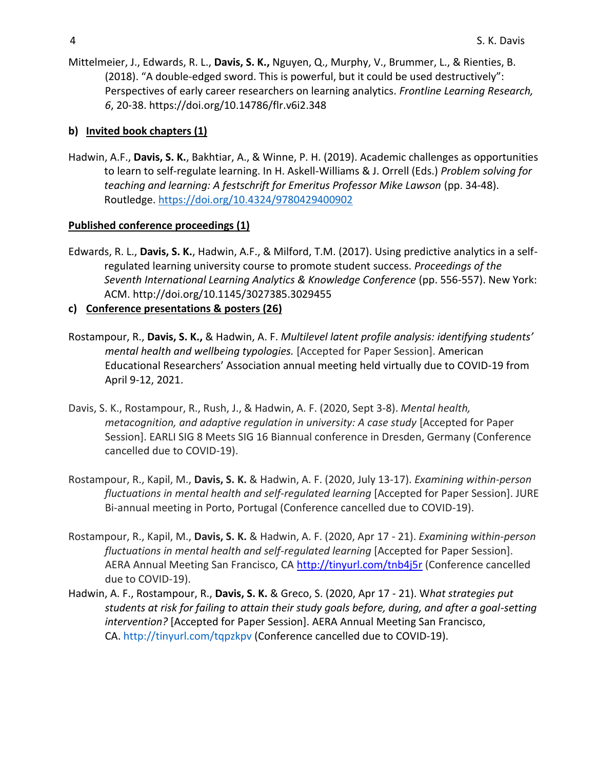Mittelmeier, J., Edwards, R. L., **Davis, S. K.,** Nguyen, Q., Murphy, V., Brummer, L., & Rienties, B. (2018). "A double-edged sword. This is powerful, but it could be used destructively": Perspectives of early career researchers on learning analytics. *Frontline Learning Research, 6*, 20-38. https://doi.org/10.14786/flr.v6i2.348

**b) <u>Invited book chapters (1)</u>**

Hadwin, A.F., **Davis, S. K.**, Bakhtiar, A., & Winne, P. H. (2019). Academic challenges as opportunities to learn to self-regulate learning. In H. Askell-Williams & J. Orrell (Eds.) *Problem solving for teaching and learning: A festschrift for Emeritus Professor Mike Lawson* (pp. 34-48). Routledge. https://doi.org/10.4324/9780429400902

**<u>Published conference proceedings (1)</u>**

Edwards, R. L., **Davis, S. K.**, Hadwin, A.F., & Milford, T.M. (2017). Using predictive analytics in a self-regulated learning university course to promote student success. *Proceedings of the Seventh International Learning Analytics & Knowledge Conference* (pp. 556-557). New York: ACM. http://doi.org/10.1145/3027385.3029455

**c) <u>Conference presentations & posters (26)</u>**

Rostampour, R., **Davis, S. K.,** & Hadwin, A. F. *Multilevel latent profile analysis: identifying students' mental health and wellbeing typologies.* [Accepted for Paper Session]. American Educational Researchers' Association annual meeting held virtually due to COVID-19 from April 9-12, 2021.

Davis, S. K., Rostampour, R., Rush, J., & Hadwin, A. F. (2020, Sept 3-8). *Mental health, metacognition, and adaptive regulation in university: A case study* [Accepted for Paper Session]. EARLI SIG 8 Meets SIG 16 Biannual conference in Dresden, Germany (Conference cancelled due to COVID-19).

Rostampour, R., Kapil, M., **Davis, S. K.** & Hadwin, A. F. (2020, July 13-17). *Examining within-person fluctuations in mental health and self-regulated learning* [Accepted for Paper Session]. JURE Bi-annual meeting in Porto, Portugal (Conference cancelled due to COVID-19).

Rostampour, R., Kapil, M., **Davis, S. K.** & Hadwin, A. F. (2020, Apr 17 - 21). *Examining within-person fluctuations in mental health and self-regulated learning* [Accepted for Paper Session]. AERA Annual Meeting San Francisco, CA http://tinyurl.com/tnb4j5r (Conference cancelled due to COVID-19).

Hadwin, A. F., Rostampour, R., **Davis, S. K.** & Greco, S. (2020, Apr 17 - 21). W*hat strategies put students at risk for failing to attain their study goals before, during, and after a goal-setting intervention?* [Accepted for Paper Session]. AERA Annual Meeting San Francisco, CA. http://tinyurl.com/tqpzkpv (Conference cancelled due to COVID-19).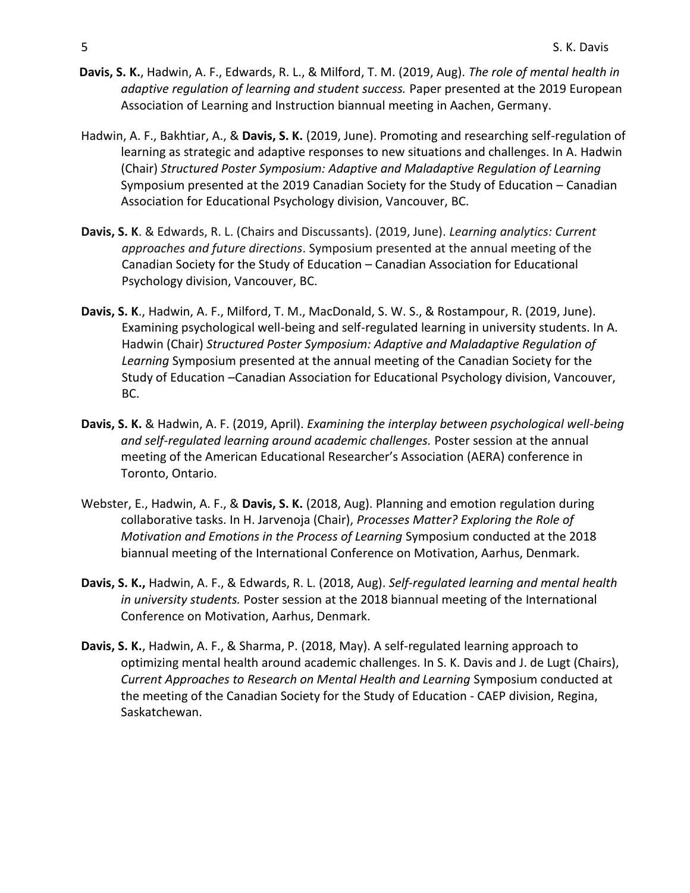**Davis, S. K.**, Hadwin, A. F., Edwards, R. L., & Milford, T. M. (2019, Aug). *The role of mental health in adaptive regulation of learning and student success.* Paper presented at the 2019 European Association of Learning and Instruction biannual meeting in Aachen, Germany.

Hadwin, A. F., Bakhtiar, A., & **Davis, S. K.** (2019, June). Promoting and researching self-regulation of learning as strategic and adaptive responses to new situations and challenges. In A. Hadwin (Chair) *Structured Poster Symposium: Adaptive and Maladaptive Regulation of Learning* Symposium presented at the 2019 Canadian Society for the Study of Education – Canadian Association for Educational Psychology division, Vancouver, BC.

**Davis, S. K**. & Edwards, R. L. (Chairs and Discussants). (2019, June). *Learning analytics: Current approaches and future directions*. Symposium presented at the annual meeting of the Canadian Society for the Study of Education – Canadian Association for Educational Psychology division, Vancouver, BC.

**Davis, S. K**., Hadwin, A. F., Milford, T. M., MacDonald, S. W. S., & Rostampour, R. (2019, June). Examining psychological well-being and self-regulated learning in university students. In A. Hadwin (Chair) *Structured Poster Symposium: Adaptive and Maladaptive Regulation of Learning* Symposium presented at the annual meeting of the Canadian Society for the Study of Education –Canadian Association for Educational Psychology division, Vancouver, BC.

**Davis, S. K.** & Hadwin, A. F. (2019, April). *Examining the interplay between psychological well-being and self-regulated learning around academic challenges.* Poster session at the annual meeting of the American Educational Researcher's Association (AERA) conference in Toronto, Ontario.

Webster, E., Hadwin, A. F., & **Davis, S. K.** (2018, Aug). Planning and emotion regulation during collaborative tasks. In H. Jarvenoja (Chair), *Processes Matter? Exploring the Role of Motivation and Emotions in the Process of Learning* Symposium conducted at the 2018 biannual meeting of the International Conference on Motivation, Aarhus, Denmark.

**Davis, S. K.,** Hadwin, A. F., & Edwards, R. L. (2018, Aug). *Self-regulated learning and mental health in university students.* Poster session at the 2018 biannual meeting of the International Conference on Motivation, Aarhus, Denmark.

**Davis, S. K.**, Hadwin, A. F., & Sharma, P. (2018, May). A self-regulated learning approach to optimizing mental health around academic challenges. In S. K. Davis and J. de Lugt (Chairs), *Current Approaches to Research on Mental Health and Learning* Symposium conducted at the meeting of the Canadian Society for the Study of Education - CAEP division, Regina, Saskatchewan.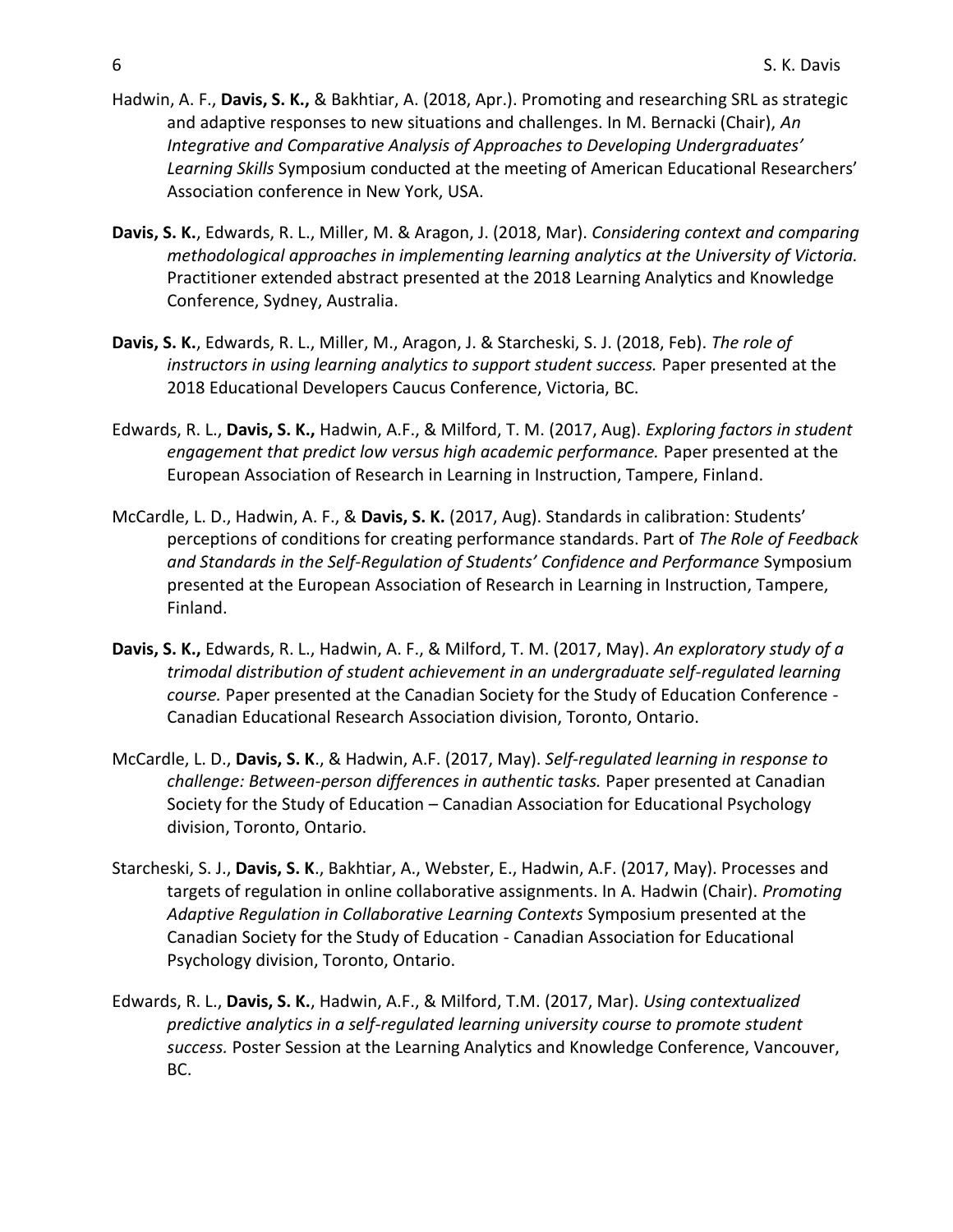Hadwin, A. F., **Davis, S. K.,** & Bakhtiar, A. (2018, Apr.). Promoting and researching SRL as strategic and adaptive responses to new situations and challenges. In M. Bernacki (Chair), *An Integrative and Comparative Analysis of Approaches to Developing Undergraduates' Learning Skills* Symposium conducted at the meeting of American Educational Researchers' Association conference in New York, USA.

**Davis, S. K.**, Edwards, R. L., Miller, M. & Aragon, J. (2018, Mar). *Considering context and comparing methodological approaches in implementing learning analytics at the University of Victoria.* Practitioner extended abstract presented at the 2018 Learning Analytics and Knowledge Conference, Sydney, Australia.

**Davis, S. K.**, Edwards, R. L., Miller, M., Aragon, J. & Starcheski, S. J. (2018, Feb). *The role of instructors in using learning analytics to support student success.* Paper presented at the 2018 Educational Developers Caucus Conference, Victoria, BC.

Edwards, R. L., **Davis, S. K.,** Hadwin, A.F., & Milford, T. M. (2017, Aug). *Exploring factors in student engagement that predict low versus high academic performance.* Paper presented at the European Association of Research in Learning in Instruction, Tampere, Finland.

McCardle, L. D., Hadwin, A. F., & **Davis, S. K.** (2017, Aug). Standards in calibration: Students' perceptions of conditions for creating performance standards. Part of *The Role of Feedback and Standards in the Self-Regulation of Students' Confidence and Performance* Symposium presented at the European Association of Research in Learning in Instruction, Tampere, Finland.

**Davis, S. K.,** Edwards, R. L., Hadwin, A. F., & Milford, T. M. (2017, May). *An exploratory study of a trimodal distribution of student achievement in an undergraduate self-regulated learning course.* Paper presented at the Canadian Society for the Study of Education Conference - Canadian Educational Research Association division, Toronto, Ontario.

McCardle, L. D., **Davis, S. K**., & Hadwin, A.F. (2017, May). *Self-regulated learning in response to challenge: Between-person differences in authentic tasks.* Paper presented at Canadian Society for the Study of Education – Canadian Association for Educational Psychology division, Toronto, Ontario.

Starcheski, S. J., **Davis, S. K**., Bakhtiar, A., Webster, E., Hadwin, A.F. (2017, May). Processes and targets of regulation in online collaborative assignments. In A. Hadwin (Chair). *Promoting Adaptive Regulation in Collaborative Learning Contexts* Symposium presented at the Canadian Society for the Study of Education - Canadian Association for Educational Psychology division, Toronto, Ontario.

Edwards, R. L., **Davis, S. K.**, Hadwin, A.F., & Milford, T.M. (2017, Mar). *Using contextualized predictive analytics in a self-regulated learning university course to promote student success.* Poster Session at the Learning Analytics and Knowledge Conference, Vancouver, BC.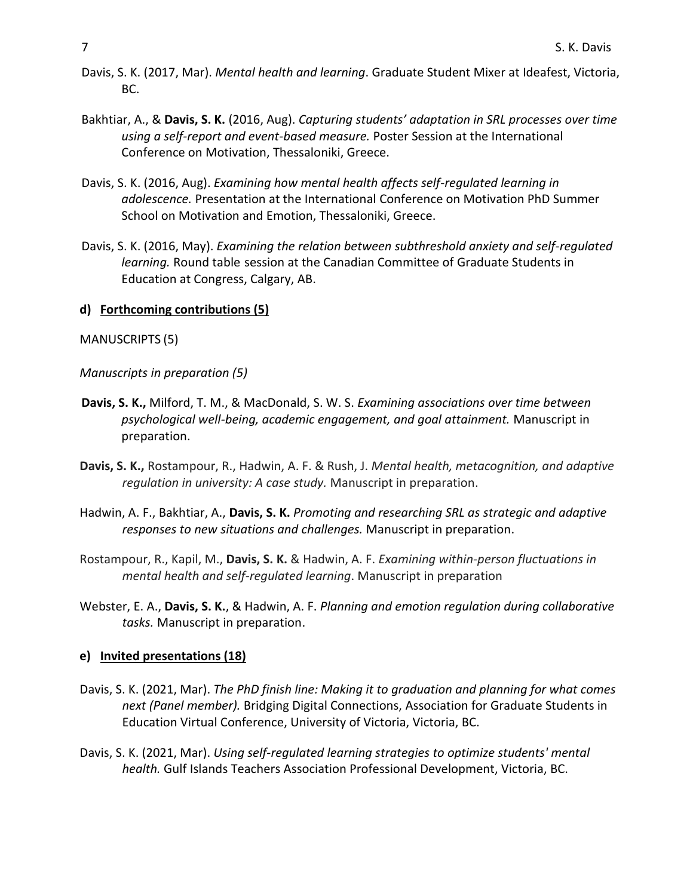Davis, S. K. (2017, Mar). *Mental health and learning*. Graduate Student Mixer at Ideafest, Victoria, BC.

Bakhtiar, A., & **Davis, S. K.** (2016, Aug). *Capturing students' adaptation in SRL processes over time using a self-report and event-based measure.* Poster Session at the International Conference on Motivation, Thessaloniki, Greece.

Davis, S. K. (2016, Aug). *Examining how mental health affects self-regulated learning in adolescence.* Presentation at the International Conference on Motivation PhD Summer School on Motivation and Emotion, Thessaloniki, Greece.

Davis, S. K. (2016, May). *Examining the relation between subthreshold anxiety and self-regulated learning.* Round table session at the Canadian Committee of Graduate Students in Education at Congress, Calgary, AB.

**d) Forthcoming contributions (5)**

MANUSCRIPTS (5)

*Manuscripts in preparation (5)*

**Davis, S. K.,** Milford, T. M., & MacDonald, S. W. S. *Examining associations over time between psychological well-being, academic engagement, and goal attainment.* Manuscript in preparation.

**Davis, S. K.,** Rostampour, R., Hadwin, A. F. & Rush, J. *Mental health, metacognition, and adaptive regulation in university: A case study.* Manuscript in preparation.

Hadwin, A. F., Bakhtiar, A., **Davis, S. K.** *Promoting and researching SRL as strategic and adaptive responses to new situations and challenges.* Manuscript in preparation.

Rostampour, R., Kapil, M., **Davis, S. K.** & Hadwin, A. F. *Examining within-person fluctuations in mental health and self-regulated learning*. Manuscript in preparation

Webster, E. A., **Davis, S. K.**, & Hadwin, A. F. *Planning and emotion regulation during collaborative tasks.* Manuscript in preparation.

**e) Invited presentations (18)**

Davis, S. K. (2021, Mar). *The PhD finish line: Making it to graduation and planning for what comes next (Panel member).* Bridging Digital Connections, Association for Graduate Students in Education Virtual Conference, University of Victoria, Victoria, BC.

Davis, S. K. (2021, Mar). *Using self-regulated learning strategies to optimize students' mental health.* Gulf Islands Teachers Association Professional Development, Victoria, BC.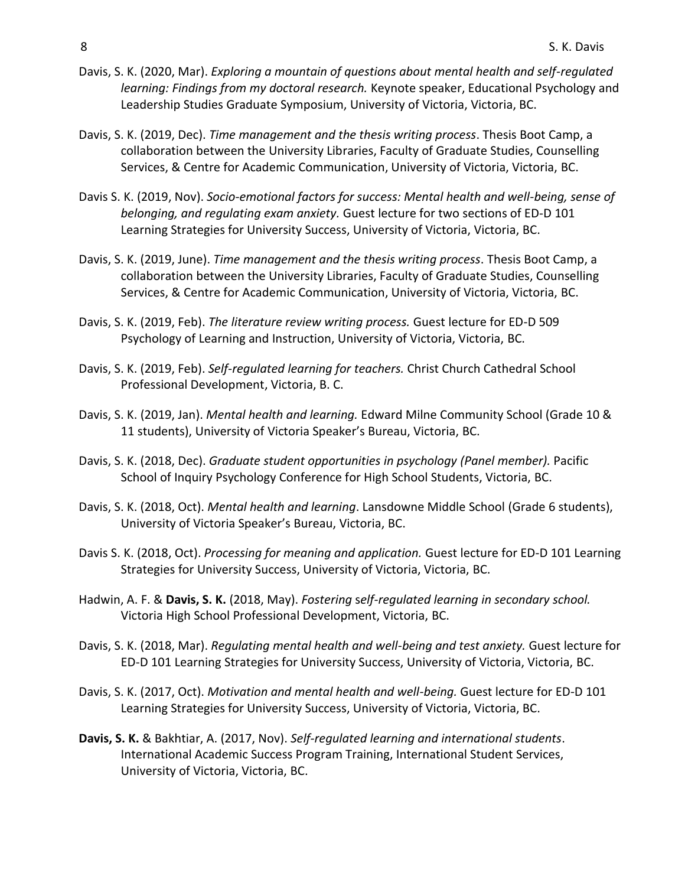Davis, S. K. (2020, Mar). *Exploring a mountain of questions about mental health and self-regulated learning: Findings from my doctoral research.* Keynote speaker, Educational Psychology and Leadership Studies Graduate Symposium, University of Victoria, Victoria, BC.

Davis, S. K. (2019, Dec). *Time management and the thesis writing process*. Thesis Boot Camp, a collaboration between the University Libraries, Faculty of Graduate Studies, Counselling Services, & Centre for Academic Communication, University of Victoria, Victoria, BC.

Davis S. K. (2019, Nov). *Socio-emotional factors for success: Mental health and well-being, sense of belonging, and regulating exam anxiety.* Guest lecture for two sections of ED-D 101 Learning Strategies for University Success, University of Victoria, Victoria, BC.

Davis, S. K. (2019, June). *Time management and the thesis writing process*. Thesis Boot Camp, a collaboration between the University Libraries, Faculty of Graduate Studies, Counselling Services, & Centre for Academic Communication, University of Victoria, Victoria, BC.

Davis, S. K. (2019, Feb). *The literature review writing process.* Guest lecture for ED-D 509 Psychology of Learning and Instruction, University of Victoria, Victoria, BC.

Davis, S. K. (2019, Feb). *Self-regulated learning for teachers.* Christ Church Cathedral School Professional Development, Victoria, B. C.

Davis, S. K. (2019, Jan). *Mental health and learning.* Edward Milne Community School (Grade 10 & 11 students), University of Victoria Speaker's Bureau, Victoria, BC.

Davis, S. K. (2018, Dec). *Graduate student opportunities in psychology (Panel member).* Pacific School of Inquiry Psychology Conference for High School Students, Victoria, BC.

Davis, S. K. (2018, Oct). *Mental health and learning*. Lansdowne Middle School (Grade 6 students), University of Victoria Speaker's Bureau, Victoria, BC.

Davis S. K. (2018, Oct). *Processing for meaning and application.* Guest lecture for ED-D 101 Learning Strategies for University Success, University of Victoria, Victoria, BC.

Hadwin, A. F. & **Davis, S. K.** (2018, May). *Fostering self-regulated learning in secondary school.* Victoria High School Professional Development, Victoria, BC.

Davis, S. K. (2018, Mar). *Regulating mental health and well-being and test anxiety.* Guest lecture for ED-D 101 Learning Strategies for University Success, University of Victoria, Victoria, BC.

Davis, S. K. (2017, Oct). *Motivation and mental health and well-being.* Guest lecture for ED-D 101 Learning Strategies for University Success, University of Victoria, Victoria, BC.

**Davis, S. K.** & Bakhtiar, A. (2017, Nov). *Self-regulated learning and international students*. International Academic Success Program Training, International Student Services, University of Victoria, Victoria, BC.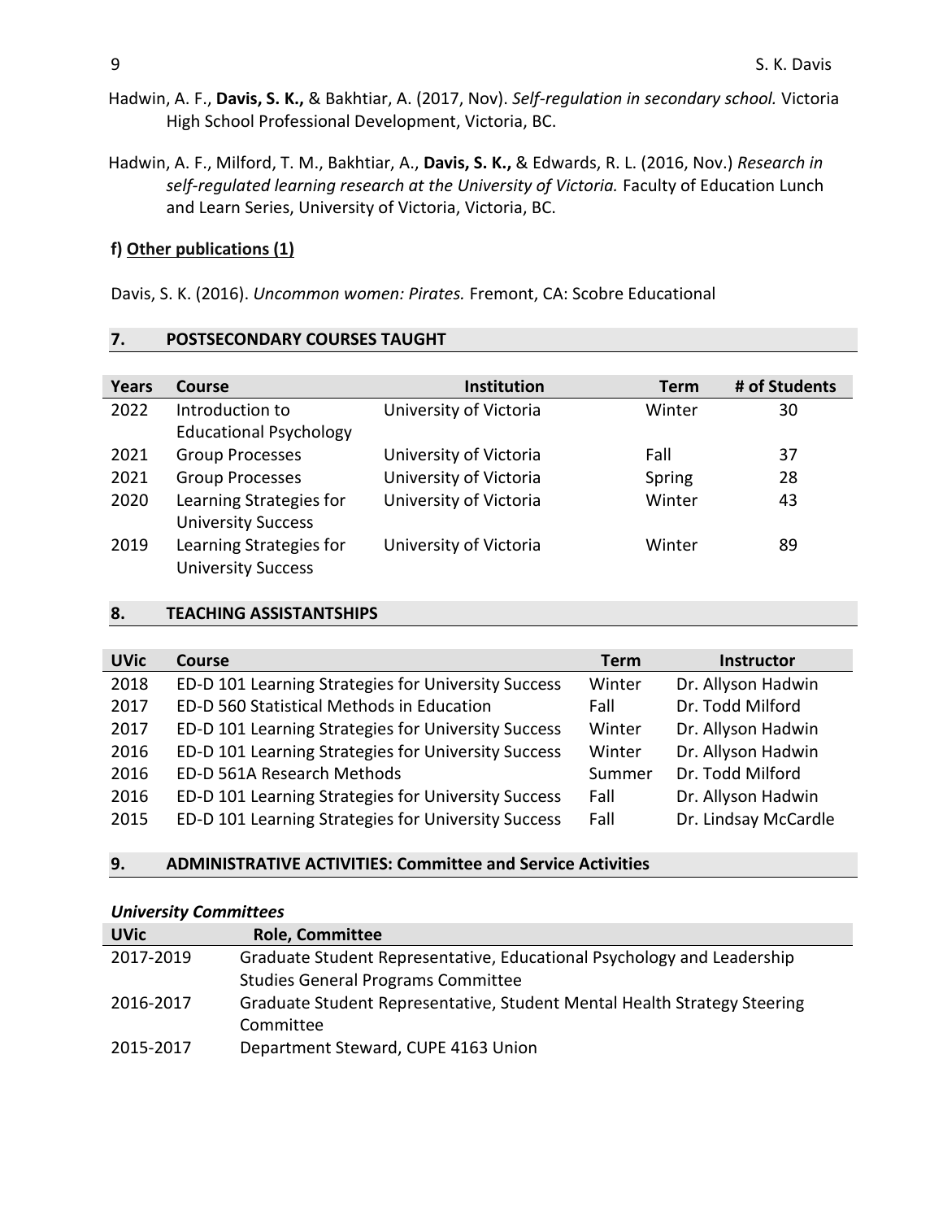Hadwin, A. F., **Davis, S. K.,** & Bakhtiar, A. (2017, Nov). *Self-regulation in secondary school.* Victoria High School Professional Development, Victoria, BC.

Hadwin, A. F., Milford, T. M., Bakhtiar, A., **Davis, S. K.,** & Edwards, R. L. (2016, Nov.) *Research in self-regulated learning research at the University of Victoria.* Faculty of Education Lunch and Learn Series, University of Victoria, Victoria, BC.

**f) Other publications (1)**

Davis, S. K. (2016). *Uncommon women: Pirates.* Fremont, CA: Scobre Educational

## 7. POSTSECONDARY COURSES TAUGHT

| Years | Course | Institution | Term | # of Students |
|---|---|---|---|---|
| 2022 | Introduction to Educational Psychology | University of Victoria | Winter | 30 |
| 2021 | Group Processes | University of Victoria | Fall | 37 |
| 2021 | Group Processes | University of Victoria | Spring | 28 |
| 2020 | Learning Strategies for University Success | University of Victoria | Winter | 43 |
| 2019 | Learning Strategies for University Success | University of Victoria | Winter | 89 |

## 8. TEACHING ASSISTANTSHIPS

| UVic | Course | Term | Instructor |
|---|---|---|---|
| 2018 | ED-D 101 Learning Strategies for University Success | Winter | Dr. Allyson Hadwin |
| 2017 | ED-D 560 Statistical Methods in Education | Fall | Dr. Todd Milford |
| 2017 | ED-D 101 Learning Strategies for University Success | Winter | Dr. Allyson Hadwin |
| 2016 | ED-D 101 Learning Strategies for University Success | Winter | Dr. Allyson Hadwin |
| 2016 | ED-D 561A Research Methods | Summer | Dr. Todd Milford |
| 2016 | ED-D 101 Learning Strategies for University Success | Fall | Dr. Allyson Hadwin |
| 2015 | ED-D 101 Learning Strategies for University Success | Fall | Dr. Lindsay McCardle |

## 9. ADMINISTRATIVE ACTIVITIES: Committee and Service Activities

***University Committees***

| UVic | Role, Committee |
|---|---|
| 2017-2019 | Graduate Student Representative, Educational Psychology and Leadership Studies General Programs Committee |
| 2016-2017 | Graduate Student Representative, Student Mental Health Strategy Steering Committee |
| 2015-2017 | Department Steward, CUPE 4163 Union |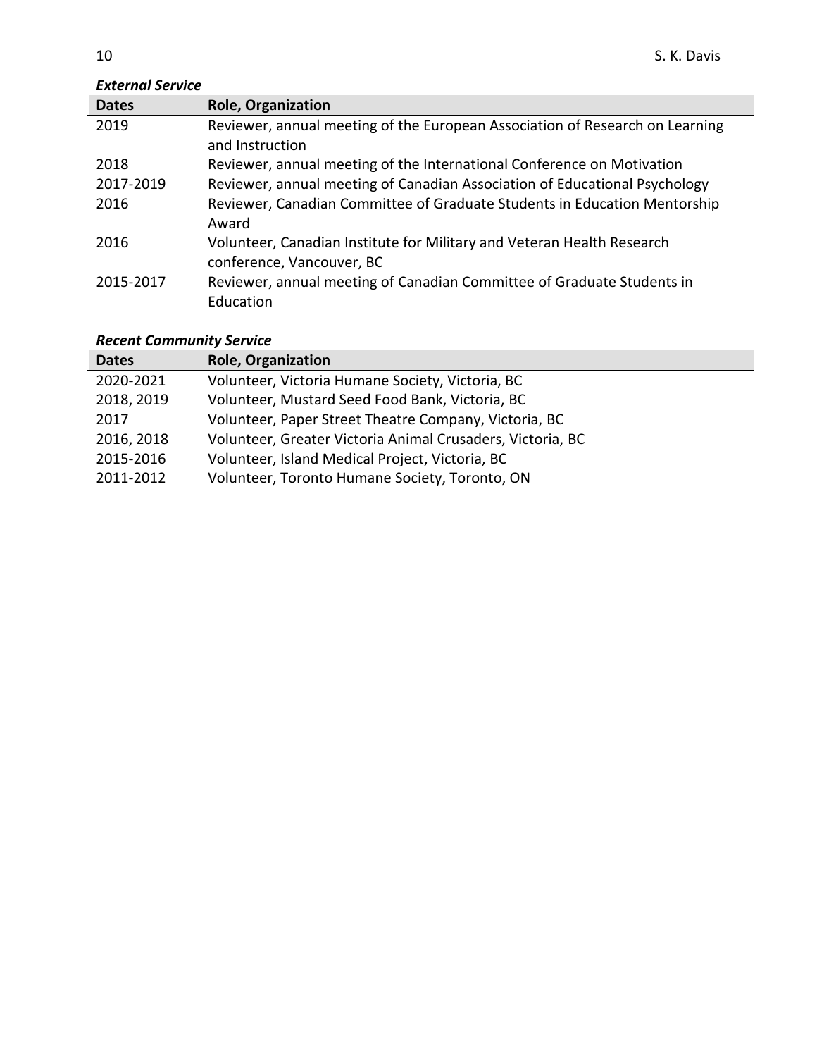***External Service***

| Dates | Role, Organization |
| --- | --- |
| 2019 | Reviewer, annual meeting of the European Association of Research on Learning and Instruction |
| 2018 | Reviewer, annual meeting of the International Conference on Motivation |
| 2017-2019 | Reviewer, annual meeting of Canadian Association of Educational Psychology |
| 2016 | Reviewer, Canadian Committee of Graduate Students in Education Mentorship Award |
| 2016 | Volunteer, Canadian Institute for Military and Veteran Health Research conference, Vancouver, BC |
| 2015-2017 | Reviewer, annual meeting of Canadian Committee of Graduate Students in Education |

***Recent Community Service***

| Dates | Role, Organization |
| --- | --- |
| 2020-2021 | Volunteer, Victoria Humane Society, Victoria, BC |
| 2018, 2019 | Volunteer, Mustard Seed Food Bank, Victoria, BC |
| 2017 | Volunteer, Paper Street Theatre Company, Victoria, BC |
| 2016, 2018 | Volunteer, Greater Victoria Animal Crusaders, Victoria, BC |
| 2015-2016 | Volunteer, Island Medical Project, Victoria, BC |
| 2011-2012 | Volunteer, Toronto Humane Society, Toronto, ON |